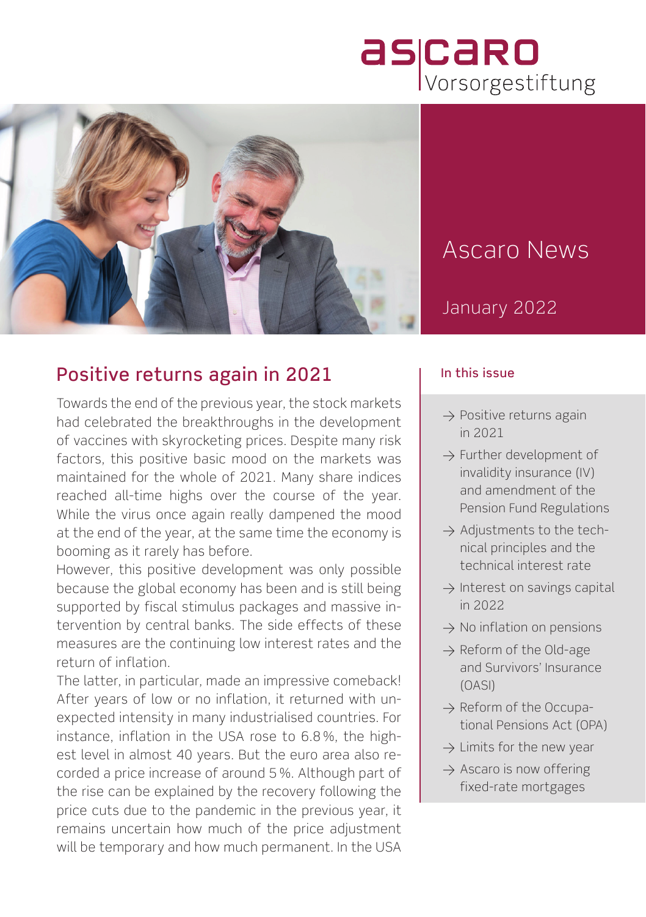# Ascaro News

January 2022

## Positive returns again in 2021

Towards the end of the previous year, the stock markets had celebrated the breakthroughs in the development of vaccines with skyrocketing prices. Despite many risk factors, this positive basic mood on the markets was maintained for the whole of 2021. Many share indices reached all-time highs over the course of the year. While the virus once again really dampened the mood at the end of the year, at the same time the economy is booming as it rarely has before.

However, this positive development was only possible because the global economy has been and is still being supported by fiscal stimulus packages and massive intervention by central banks. The side effects of these measures are the continuing low interest rates and the return of inflation.

The latter, in particular, made an impressive comeback! After years of low or no inflation, it returned with unexpected intensity in many industrialised countries. For instance, inflation in the USA rose to 6.8 %, the highest level in almost 40 years. But the euro area also recorded a price increase of around 5 %. Although part of the rise can be explained by the recovery following the price cuts due to the pandemic in the previous year, it remains uncertain how much of the price adjustment will be temporary and how much permanent. In the USA

### In this issue

- → Positive returns again in 2021
- → Further development of invalidity insurance (IV) and amendment of the Pension Fund Regulations
- → Adjustments to the technical principles and the technical interest rate
- → Interest on savings capital in 2022
- → No inflation on pensions
- → Reform of the Old-age and Survivors' Insurance (OASI)
- → Reform of the Occupational Pensions Act (OPA)
- → Limits for the new year
- → Ascaro is now offering fixed-rate mortgages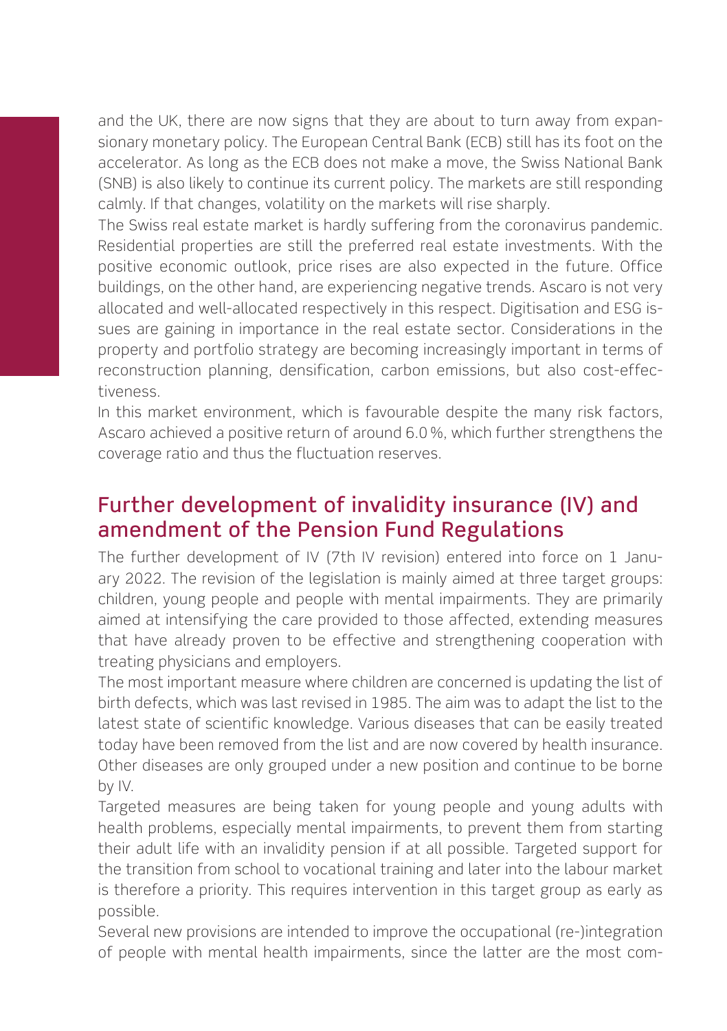and the UK, there are now signs that they are about to turn away from expansionary monetary policy. The European Central Bank (ECB) still has its foot on the accelerator. As long as the ECB does not make a move, the Swiss National Bank (SNB) is also likely to continue its current policy. The markets are still responding calmly. If that changes, volatility on the markets will rise sharply.

The Swiss real estate market is hardly suffering from the coronavirus pandemic. Residential properties are still the preferred real estate investments. With the positive economic outlook, price rises are also expected in the future. Office buildings, on the other hand, are experiencing negative trends. Ascaro is not very allocated and well-allocated respectively in this respect. Digitisation and ESG issues are gaining in importance in the real estate sector. Considerations in the property and portfolio strategy are becoming increasingly important in terms of reconstruction planning, densification, carbon emissions, but also cost-effectiveness.

In this market environment, which is favourable despite the many risk factors, Ascaro achieved a positive return of around 6.0 %, which further strengthens the coverage ratio and thus the fluctuation reserves.

## Further development of invalidity insurance (IV) and amendment of the Pension Fund Regulations

The further development of IV (7th IV revision) entered into force on 1 January 2022. The revision of the legislation is mainly aimed at three target groups: children, young people and people with mental impairments. They are primarily aimed at intensifying the care provided to those affected, extending measures that have already proven to be effective and strengthening cooperation with treating physicians and employers.

The most important measure where children are concerned is updating the list of birth defects, which was last revised in 1985. The aim was to adapt the list to the latest state of scientific knowledge. Various diseases that can be easily treated today have been removed from the list and are now covered by health insurance. Other diseases are only grouped under a new position and continue to be borne by IV.

Targeted measures are being taken for young people and young adults with health problems, especially mental impairments, to prevent them from starting their adult life with an invalidity pension if at all possible. Targeted support for the transition from school to vocational training and later into the labour market is therefore a priority. This requires intervention in this target group as early as possible.

Several new provisions are intended to improve the occupational (re-)integration of people with mental health impairments, since the latter are the most com-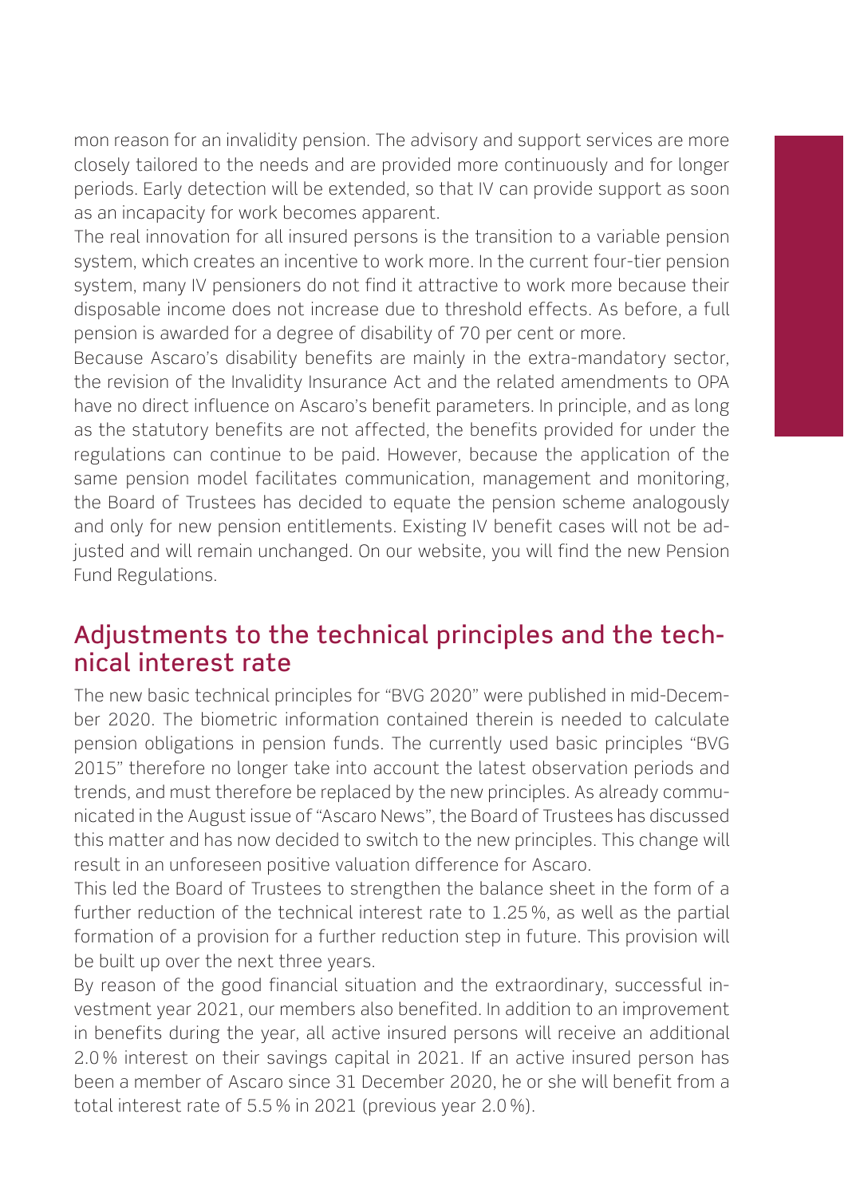mon reason for an invalidity pension. The advisory and support services are more closely tailored to the needs and are provided more continuously and for longer periods. Early detection will be extended, so that IV can provide support as soon as an incapacity for work becomes apparent.

The real innovation for all insured persons is the transition to a variable pension system, which creates an incentive to work more. In the current four-tier pension system, many IV pensioners do not find it attractive to work more because their disposable income does not increase due to threshold effects. As before, a full pension is awarded for a degree of disability of 70 per cent or more.

Because Ascaro's disability benefits are mainly in the extra-mandatory sector, the revision of the Invalidity Insurance Act and the related amendments to OPA have no direct influence on Ascaro's benefit parameters. In principle, and as long as the statutory benefits are not affected, the benefits provided for under the regulations can continue to be paid. However, because the application of the same pension model facilitates communication, management and monitoring, the Board of Trustees has decided to equate the pension scheme analogously and only for new pension entitlements. Existing IV benefit cases will not be adjusted and will remain unchanged. On our website, you will find the new Pension Fund Regulations.

## Adjustments to the technical principles and the technical interest rate

The new basic technical principles for "BVG 2020" were published in mid-December 2020. The biometric information contained therein is needed to calculate pension obligations in pension funds. The currently used basic principles "BVG 2015" therefore no longer take into account the latest observation periods and trends, and must therefore be replaced by the new principles. As already communicated in the August issue of "Ascaro News", the Board of Trustees has discussed this matter and has now decided to switch to the new principles. This change will result in an unforeseen positive valuation difference for Ascaro.

This led the Board of Trustees to strengthen the balance sheet in the form of a further reduction of the technical interest rate to 1.25 %, as well as the partial formation of a provision for a further reduction step in future. This provision will be built up over the next three years.

By reason of the good financial situation and the extraordinary, successful investment year 2021, our members also benefited. In addition to an improvement in benefits during the year, all active insured persons will receive an additional 2.0 % interest on their savings capital in 2021. If an active insured person has been a member of Ascaro since 31 December 2020, he or she will benefit from a total interest rate of 5.5 % in 2021 (previous year 2.0 %).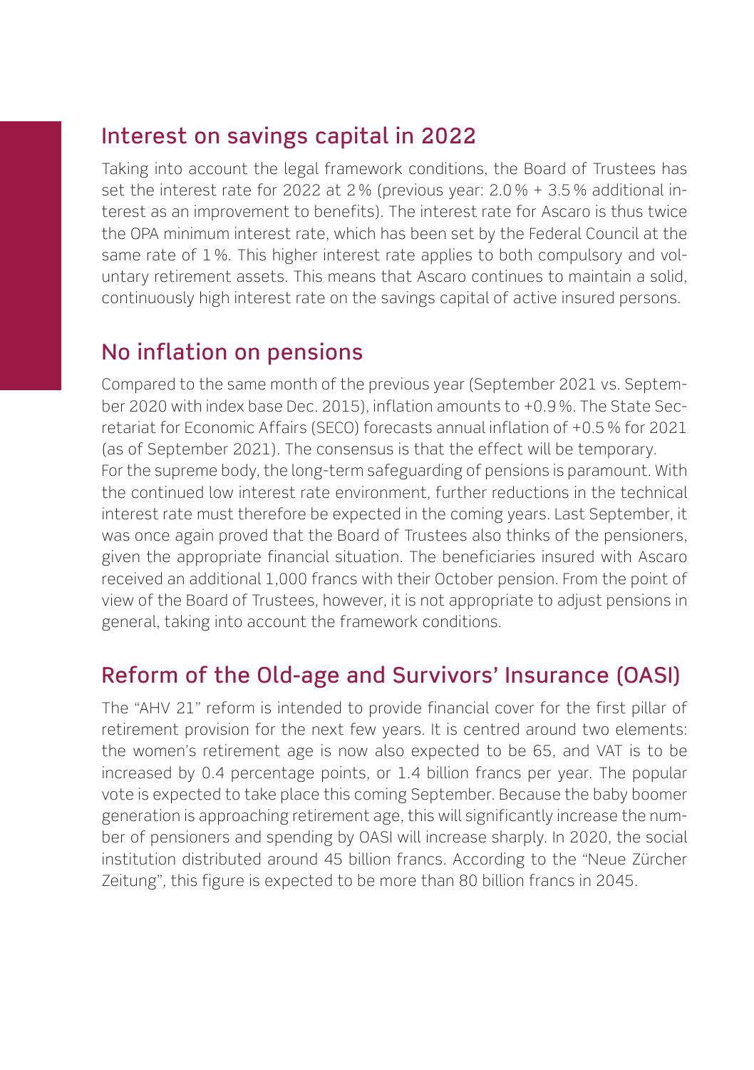## Interest on savings capital in 2022

Taking into account the legal framework conditions, the Board of Trustees has set the interest rate for 2022 at 2 % (previous year: 2.0 % + 3.5 % additional interest as an improvement to benefits). The interest rate for Ascaro is thus twice the OPA minimum interest rate, which has been set by the Federal Council at the same rate of 1 %. This higher interest rate applies to both compulsory and voluntary retirement assets. This means that Ascaro continues to maintain a solid, continuously high interest rate on the savings capital of active insured persons.

## No inflation on pensions

Compared to the same month of the previous year (September 2021 vs. September 2020 with index base Dec. 2015), inflation amounts to +0.9 %. The State Secretariat for Economic Affairs (SECO) forecasts annual inflation of +0.5 % for 2021 (as of September 2021). The consensus is that the effect will be temporary.
For the supreme body, the long-term safeguarding of pensions is paramount. With the continued low interest rate environment, further reductions in the technical interest rate must therefore be expected in the coming years. Last September, it was once again proved that the Board of Trustees also thinks of the pensioners, given the appropriate financial situation. The beneficiaries insured with Ascaro received an additional 1,000 francs with their October pension. From the point of view of the Board of Trustees, however, it is not appropriate to adjust pensions in general, taking into account the framework conditions.

## Reform of the Old-age and Survivors' Insurance (OASI)

The "AHV 21" reform is intended to provide financial cover for the first pillar of retirement provision for the next few years. It is centred around two elements: the women's retirement age is now also expected to be 65, and VAT is to be increased by 0.4 percentage points, or 1.4 billion francs per year. The popular vote is expected to take place this coming September. Because the baby boomer generation is approaching retirement age, this will significantly increase the number of pensioners and spending by OASI will increase sharply. In 2020, the social institution distributed around 45 billion francs. According to the "Neue Zürcher Zeitung", this figure is expected to be more than 80 billion francs in 2045.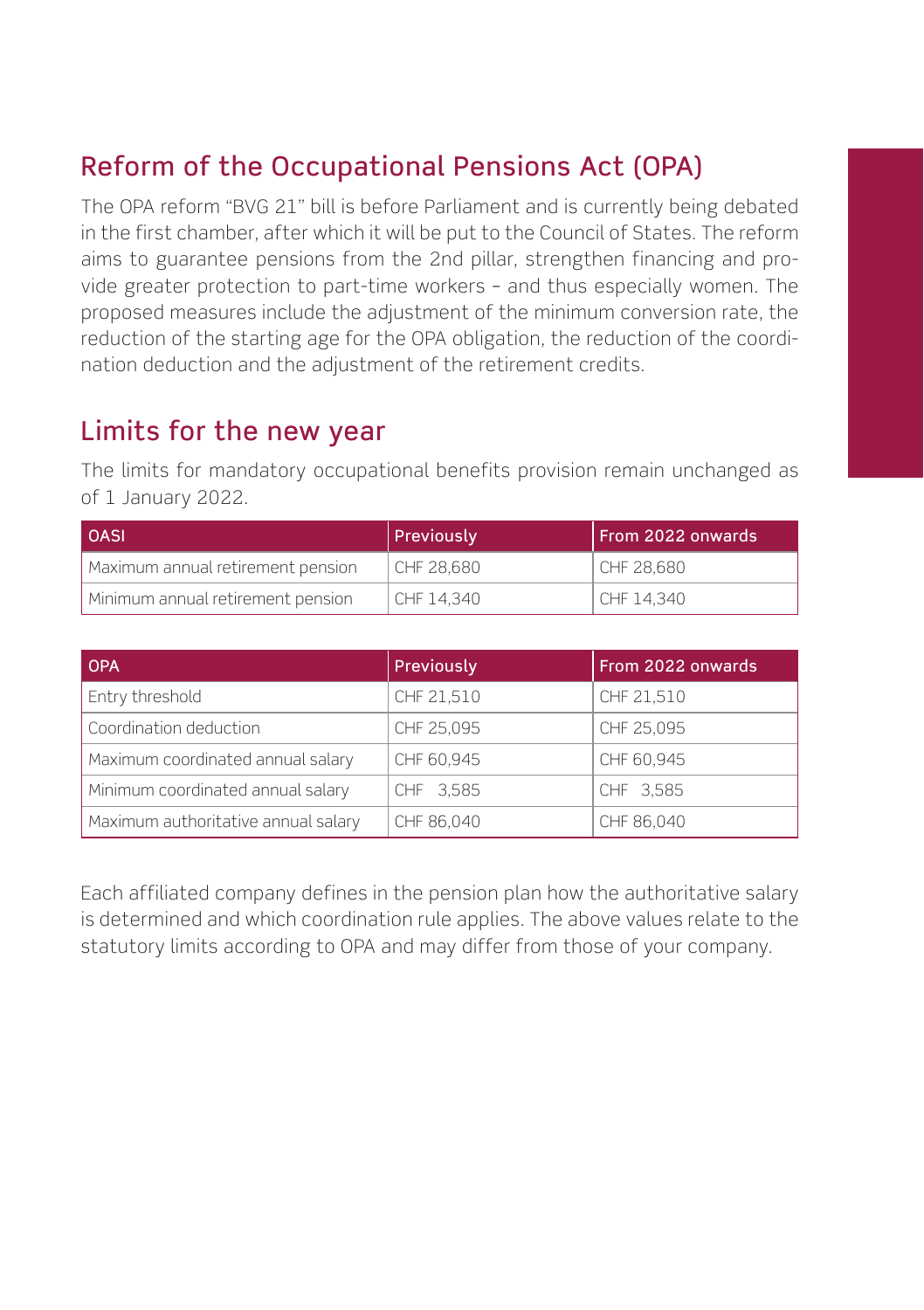## Reform of the Occupational Pensions Act (OPA)

The OPA reform "BVG 21" bill is before Parliament and is currently being debated in the first chamber, after which it will be put to the Council of States. The reform aims to guarantee pensions from the 2nd pillar, strengthen financing and provide greater protection to part-time workers – and thus especially women. The proposed measures include the adjustment of the minimum conversion rate, the reduction of the starting age for the OPA obligation, the reduction of the coordination deduction and the adjustment of the retirement credits.

## Limits for the new year

The limits for mandatory occupational benefits provision remain unchanged as of 1 January 2022.

| OASI | Previously | From 2022 onwards |
|---|---|---|
| Maximum annual retirement pension | CHF 28,680 | CHF 28,680 |
| Minimum annual retirement pension | CHF 14,340 | CHF 14,340 |

| OPA | Previously | From 2022 onwards |
|---|---|---|
| Entry threshold | CHF 21,510 | CHF 21,510 |
| Coordination deduction | CHF 25,095 | CHF 25,095 |
| Maximum coordinated annual salary | CHF 60,945 | CHF 60,945 |
| Minimum coordinated annual salary | CHF 3,585 | CHF 3,585 |
| Maximum authoritative annual salary | CHF 86,040 | CHF 86,040 |

Each affiliated company defines in the pension plan how the authoritative salary is determined and which coordination rule applies. The above values relate to the statutory limits according to OPA and may differ from those of your company.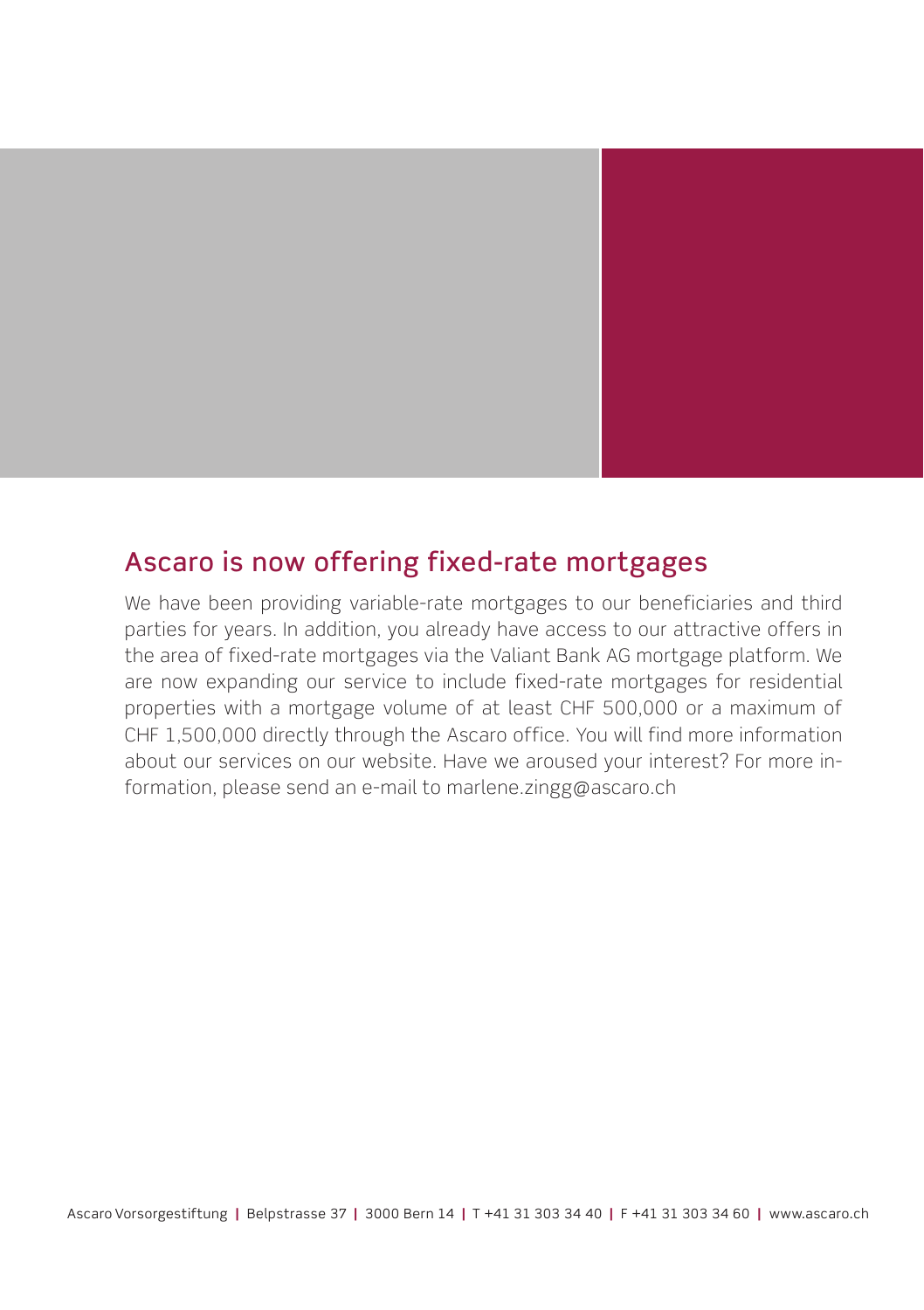## Ascaro is now offering fixed-rate mortgages

We have been providing variable-rate mortgages to our beneficiaries and third parties for years. In addition, you already have access to our attractive offers in the area of fixed-rate mortgages via the Valiant Bank AG mortgage platform. We are now expanding our service to include fixed-rate mortgages for residential properties with a mortgage volume of at least CHF 500,000 or a maximum of CHF 1,500,000 directly through the Ascaro office. You will find more information about our services on our website. Have we aroused your interest? For more information, please send an e-mail to marlene.zingg@ascaro.ch

Ascaro Vorsorgestiftung | Belpstrasse 37 | 3000 Bern 14 | T +41 31 303 34 40 | F +41 31 303 34 60 | www.ascaro.ch